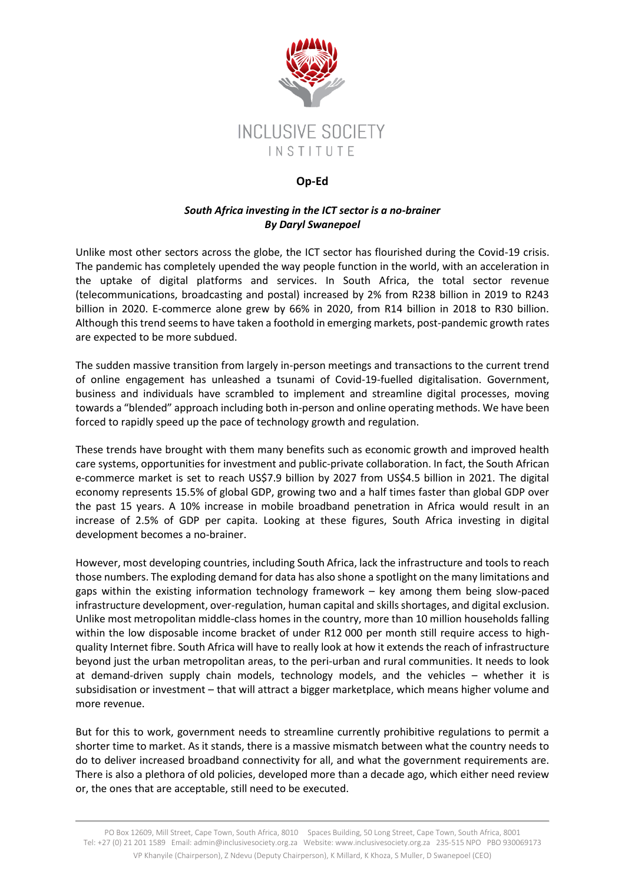**Op-Ed**

***South Africa investing in the ICT sector is a no-brainer***
***By Daryl Swanepoel***

Unlike most other sectors across the globe, the ICT sector has flourished during the Covid-19 crisis. The pandemic has completely upended the way people function in the world, with an acceleration in the uptake of digital platforms and services. In South Africa, the total sector revenue (telecommunications, broadcasting and postal) increased by 2% from R238 billion in 2019 to R243 billion in 2020. E-commerce alone grew by 66% in 2020, from R14 billion in 2018 to R30 billion. Although this trend seems to have taken a foothold in emerging markets, post-pandemic growth rates are expected to be more subdued.

The sudden massive transition from largely in-person meetings and transactions to the current trend of online engagement has unleashed a tsunami of Covid-19-fuelled digitalisation. Government, business and individuals have scrambled to implement and streamline digital processes, moving towards a "blended" approach including both in-person and online operating methods. We have been forced to rapidly speed up the pace of technology growth and regulation.

These trends have brought with them many benefits such as economic growth and improved health care systems, opportunities for investment and public-private collaboration. In fact, the South African e-commerce market is set to reach US$7.9 billion by 2027 from US$4.5 billion in 2021. The digital economy represents 15.5% of global GDP, growing two and a half times faster than global GDP over the past 15 years. A 10% increase in mobile broadband penetration in Africa would result in an increase of 2.5% of GDP per capita. Looking at these figures, South Africa investing in digital development becomes a no-brainer.

However, most developing countries, including South Africa, lack the infrastructure and tools to reach those numbers. The exploding demand for data has also shone a spotlight on the many limitations and gaps within the existing information technology framework – key among them being slow-paced infrastructure development, over-regulation, human capital and skills shortages, and digital exclusion. Unlike most metropolitan middle-class homes in the country, more than 10 million households falling within the low disposable income bracket of under R12 000 per month still require access to high-quality Internet fibre. South Africa will have to really look at how it extends the reach of infrastructure beyond just the urban metropolitan areas, to the peri-urban and rural communities. It needs to look at demand-driven supply chain models, technology models, and the vehicles – whether it is subsidisation or investment – that will attract a bigger marketplace, which means higher volume and more revenue.

But for this to work, government needs to streamline currently prohibitive regulations to permit a shorter time to market. As it stands, there is a massive mismatch between what the country needs to do to deliver increased broadband connectivity for all, and what the government requirements are. There is also a plethora of old policies, developed more than a decade ago, which either need review or, the ones that are acceptable, still need to be executed.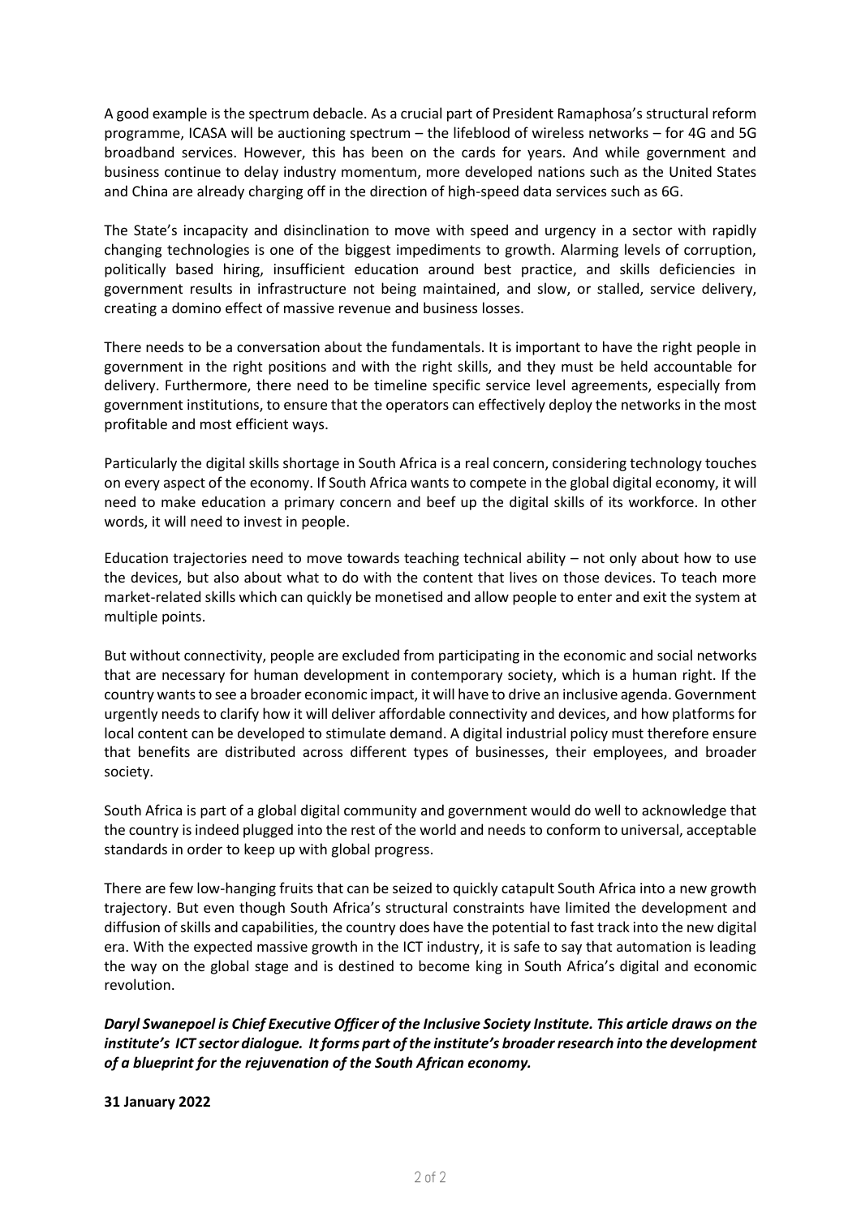A good example is the spectrum debacle. As a crucial part of President Ramaphosa's structural reform programme, ICASA will be auctioning spectrum – the lifeblood of wireless networks – for 4G and 5G broadband services. However, this has been on the cards for years. And while government and business continue to delay industry momentum, more developed nations such as the United States and China are already charging off in the direction of high-speed data services such as 6G.

The State's incapacity and disinclination to move with speed and urgency in a sector with rapidly changing technologies is one of the biggest impediments to growth. Alarming levels of corruption, politically based hiring, insufficient education around best practice, and skills deficiencies in government results in infrastructure not being maintained, and slow, or stalled, service delivery, creating a domino effect of massive revenue and business losses.

There needs to be a conversation about the fundamentals. It is important to have the right people in government in the right positions and with the right skills, and they must be held accountable for delivery. Furthermore, there need to be timeline specific service level agreements, especially from government institutions, to ensure that the operators can effectively deploy the networks in the most profitable and most efficient ways.

Particularly the digital skills shortage in South Africa is a real concern, considering technology touches on every aspect of the economy. If South Africa wants to compete in the global digital economy, it will need to make education a primary concern and beef up the digital skills of its workforce. In other words, it will need to invest in people.

Education trajectories need to move towards teaching technical ability – not only about how to use the devices, but also about what to do with the content that lives on those devices. To teach more market-related skills which can quickly be monetised and allow people to enter and exit the system at multiple points.

But without connectivity, people are excluded from participating in the economic and social networks that are necessary for human development in contemporary society, which is a human right. If the country wants to see a broader economic impact, it will have to drive an inclusive agenda. Government urgently needs to clarify how it will deliver affordable connectivity and devices, and how platforms for local content can be developed to stimulate demand. A digital industrial policy must therefore ensure that benefits are distributed across different types of businesses, their employees, and broader society.

South Africa is part of a global digital community and government would do well to acknowledge that the country is indeed plugged into the rest of the world and needs to conform to universal, acceptable standards in order to keep up with global progress.

There are few low-hanging fruits that can be seized to quickly catapult South Africa into a new growth trajectory. But even though South Africa's structural constraints have limited the development and diffusion of skills and capabilities, the country does have the potential to fast track into the new digital era. With the expected massive growth in the ICT industry, it is safe to say that automation is leading the way on the global stage and is destined to become king in South Africa's digital and economic revolution.

***Daryl Swanepoel is Chief Executive Officer of the Inclusive Society Institute. This article draws on the institute's ICT sector dialogue. It forms part of the institute's broader research into the development of a blueprint for the rejuvenation of the South African economy.***

**31 January 2022**